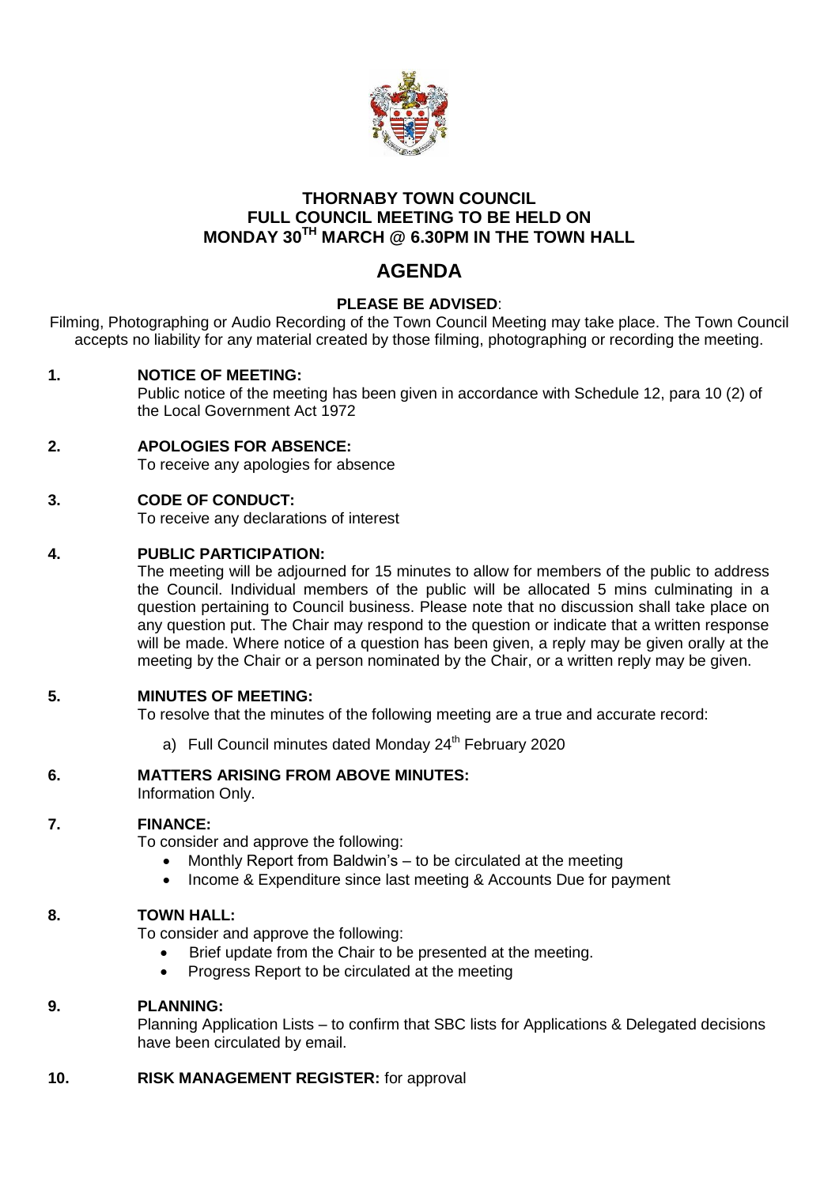# THORNABY TOWN COUNCIL
# FULL COUNCIL MEETING TO BE HELD ON MONDAY 30TH MARCH @ 6.30PM IN THE TOWN HALL

## AGENDA

**PLEASE BE ADVISED**:

Filming, Photographing or Audio Recording of the Town Council Meeting may take place. The Town Council accepts no liability for any material created by those filming, photographing or recording the meeting.

**1. NOTICE OF MEETING:**

Public notice of the meeting has been given in accordance with Schedule 12, para 10 (2) of the Local Government Act 1972

**2. APOLOGIES FOR ABSENCE:**

To receive any apologies for absence

**3. CODE OF CONDUCT:**

To receive any declarations of interest

**4. PUBLIC PARTICIPATION:**

The meeting will be adjourned for 15 minutes to allow for members of the public to address the Council. Individual members of the public will be allocated 5 mins culminating in a question pertaining to Council business. Please note that no discussion shall take place on any question put. The Chair may respond to the question or indicate that a written response will be made. Where notice of a question has been given, a reply may be given orally at the meeting by the Chair or a person nominated by the Chair, or a written reply may be given.

**5. MINUTES OF MEETING:**

To resolve that the minutes of the following meeting are a true and accurate record:

a) Full Council minutes dated Monday 24th February 2020

**6. MATTERS ARISING FROM ABOVE MINUTES:**

Information Only.

**7. FINANCE:**

To consider and approve the following:

- Monthly Report from Baldwin's – to be circulated at the meeting
- Income & Expenditure since last meeting & Accounts Due for payment

**8. TOWN HALL:**

To consider and approve the following:

- Brief update from the Chair to be presented at the meeting.
- Progress Report to be circulated at the meeting

**9. PLANNING:**

Planning Application Lists – to confirm that SBC lists for Applications & Delegated decisions have been circulated by email.

**10. RISK MANAGEMENT REGISTER:** for approval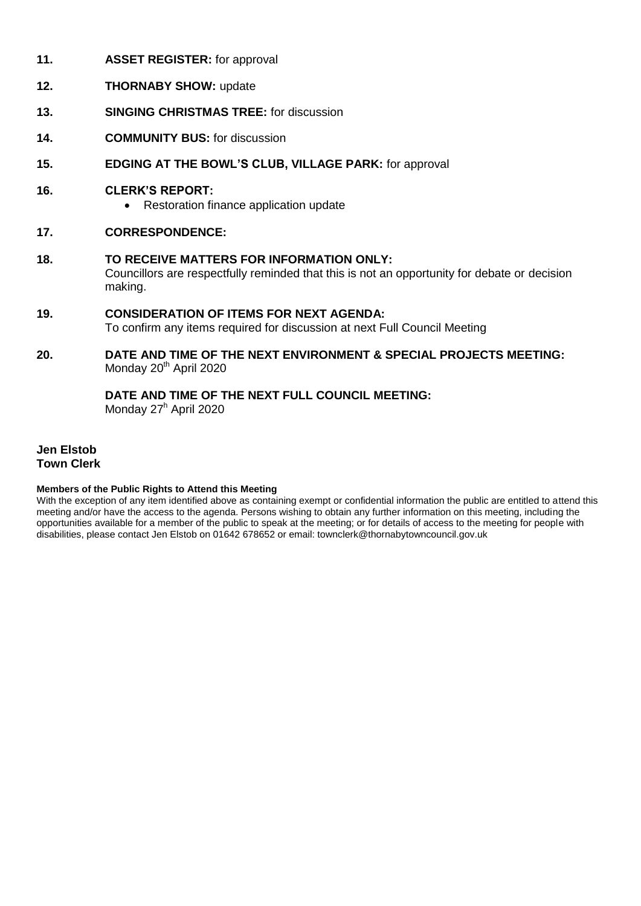**11. ASSET REGISTER:** for approval

**12. THORNABY SHOW:** update

**13. SINGING CHRISTMAS TREE:** for discussion

**14. COMMUNITY BUS:** for discussion

**15. EDGING AT THE BOWL'S CLUB, VILLAGE PARK:** for approval

**16. CLERK'S REPORT:**

- Restoration finance application update

**17. CORRESPONDENCE:**

**18. TO RECEIVE MATTERS FOR INFORMATION ONLY:**
Councillors are respectfully reminded that this is not an opportunity for debate or decision making.

**19. CONSIDERATION OF ITEMS FOR NEXT AGENDA:**
To confirm any items required for discussion at next Full Council Meeting

**20. DATE AND TIME OF THE NEXT ENVIRONMENT & SPECIAL PROJECTS MEETING:**
Monday 20th April 2020

**DATE AND TIME OF THE NEXT FULL COUNCIL MEETING:**
Monday 27h April 2020

**Jen Elstob**
**Town Clerk**

**Members of the Public Rights to Attend this Meeting**
With the exception of any item identified above as containing exempt or confidential information the public are entitled to attend this meeting and/or have the access to the agenda. Persons wishing to obtain any further information on this meeting, including the opportunities available for a member of the public to speak at the meeting; or for details of access to the meeting for people with disabilities, please contact Jen Elstob on 01642 678652 or email: townclerk@thornabytowncouncil.gov.uk